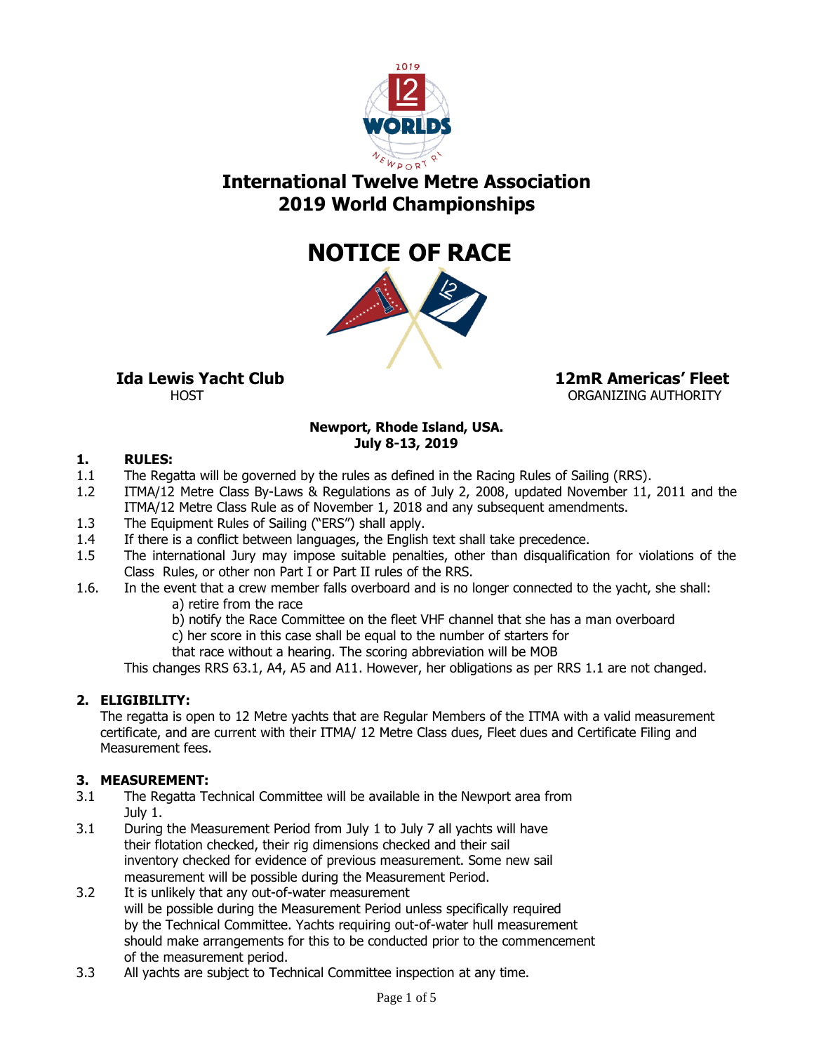# International Twelve Metre Association
# 2019 World Championships

# NOTICE OF RACE

**Ida Lewis Yacht Club**
HOST

**12mR Americas' Fleet**
ORGANIZING AUTHORITY

**Newport, Rhode Island, USA.**
**July 8-13, 2019**

## 1. RULES:

1.1 The Regatta will be governed by the rules as defined in the Racing Rules of Sailing (RRS).

1.2 ITMA/12 Metre Class By-Laws & Regulations as of July 2, 2008, updated November 11, 2011 and the ITMA/12 Metre Class Rule as of November 1, 2018 and any subsequent amendments.

1.3 The Equipment Rules of Sailing ("ERS") shall apply.

1.4 If there is a conflict between languages, the English text shall take precedence.

1.5 The international Jury may impose suitable penalties, other than disqualification for violations of the Class Rules, or other non Part I or Part II rules of the RRS.

1.6. In the event that a crew member falls overboard and is no longer connected to the yacht, she shall:

a) retire from the race
b) notify the Race Committee on the fleet VHF channel that she has a man overboard
c) her score in this case shall be equal to the number of starters for that race without a hearing. The scoring abbreviation will be MOB

This changes RRS 63.1, A4, A5 and A11. However, her obligations as per RRS 1.1 are not changed.

## 2. ELIGIBILITY:

The regatta is open to 12 Metre yachts that are Regular Members of the ITMA with a valid measurement certificate, and are current with their ITMA/ 12 Metre Class dues, Fleet dues and Certificate Filing and Measurement fees.

## 3. MEASUREMENT:

3.1 The Regatta Technical Committee will be available in the Newport area from July 1.

3.1 During the Measurement Period from July 1 to July 7 all yachts will have their flotation checked, their rig dimensions checked and their sail inventory checked for evidence of previous measurement. Some new sail measurement will be possible during the Measurement Period.

3.2 It is unlikely that any out-of-water measurement will be possible during the Measurement Period unless specifically required by the Technical Committee. Yachts requiring out-of-water hull measurement should make arrangements for this to be conducted prior to the commencement of the measurement period.

3.3 All yachts are subject to Technical Committee inspection at any time.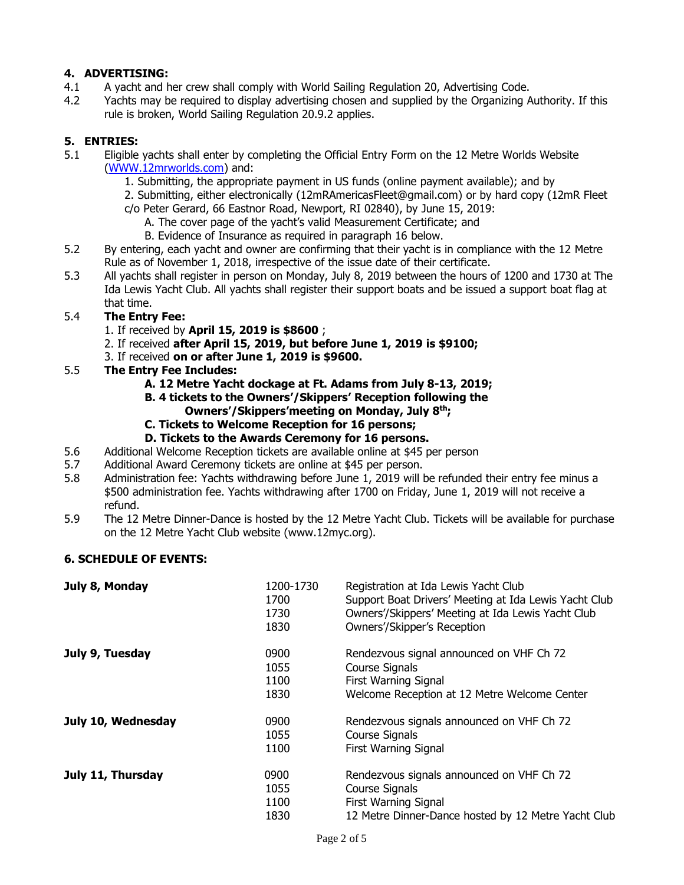## 4. ADVERTISING:

4.1 A yacht and her crew shall comply with World Sailing Regulation 20, Advertising Code.

4.2 Yachts may be required to display advertising chosen and supplied by the Organizing Authority. If this rule is broken, World Sailing Regulation 20.9.2 applies.

## 5. ENTRIES:

5.1 Eligible yachts shall enter by completing the Official Entry Form on the 12 Metre Worlds Website (WWW.12mrworlds.com) and:

1. Submitting, the appropriate payment in US funds (online payment available); and by
2. Submitting, either electronically (12mRAmericasFleet@gmail.com) or by hard copy (12mR Fleet c/o Peter Gerard, 66 Eastnor Road, Newport, RI 02840), by June 15, 2019:
   - A. The cover page of the yacht's valid Measurement Certificate; and
   - B. Evidence of Insurance as required in paragraph 16 below.

5.2 By entering, each yacht and owner are confirming that their yacht is in compliance with the 12 Metre Rule as of November 1, 2018, irrespective of the issue date of their certificate.

5.3 All yachts shall register in person on Monday, July 8, 2019 between the hours of 1200 and 1730 at The Ida Lewis Yacht Club. All yachts shall register their support boats and be issued a support boat flag at that time.

5.4 **The Entry Fee:**

1. If received by **April 15, 2019 is $8600** ;
2. If received **after April 15, 2019, but before June 1, 2019 is $9100;**
3. If received **on or after June 1, 2019 is $9600.**

5.5 **The Entry Fee Includes:**

- **A. 12 Metre Yacht dockage at Ft. Adams from July 8-13, 2019;**
- **B. 4 tickets to the Owners'/Skippers' Reception following the Owners'/Skippers'meeting on Monday, July 8th;**
- **C. Tickets to Welcome Reception for 16 persons;**
- **D. Tickets to the Awards Ceremony for 16 persons.**

5.6 Additional Welcome Reception tickets are available online at $45 per person

5.7 Additional Award Ceremony tickets are online at $45 per person.

5.8 Administration fee: Yachts withdrawing before June 1, 2019 will be refunded their entry fee minus a $500 administration fee. Yachts withdrawing after 1700 on Friday, June 1, 2019 will not receive a refund.

5.9 The 12 Metre Dinner-Dance is hosted by the 12 Metre Yacht Club. Tickets will be available for purchase on the 12 Metre Yacht Club website (www.12myc.org).

## 6. SCHEDULE OF EVENTS:

| | | |
|---|---|---|
| **July 8, Monday** | 1200-1730 | Registration at Ida Lewis Yacht Club |
| | 1700 | Support Boat Drivers' Meeting at Ida Lewis Yacht Club |
| | 1730 | Owners'/Skippers' Meeting at Ida Lewis Yacht Club |
| | 1830 | Owners'/Skipper's Reception |
| **July 9, Tuesday** | 0900 | Rendezvous signal announced on VHF Ch 72 |
| | 1055 | Course Signals |
| | 1100 | First Warning Signal |
| | 1830 | Welcome Reception at 12 Metre Welcome Center |
| **July 10, Wednesday** | 0900 | Rendezvous signals announced on VHF Ch 72 |
| | 1055 | Course Signals |
| | 1100 | First Warning Signal |
| **July 11, Thursday** | 0900 | Rendezvous signals announced on VHF Ch 72 |
| | 1055 | Course Signals |
| | 1100 | First Warning Signal |
| | 1830 | 12 Metre Dinner-Dance hosted by 12 Metre Yacht Club |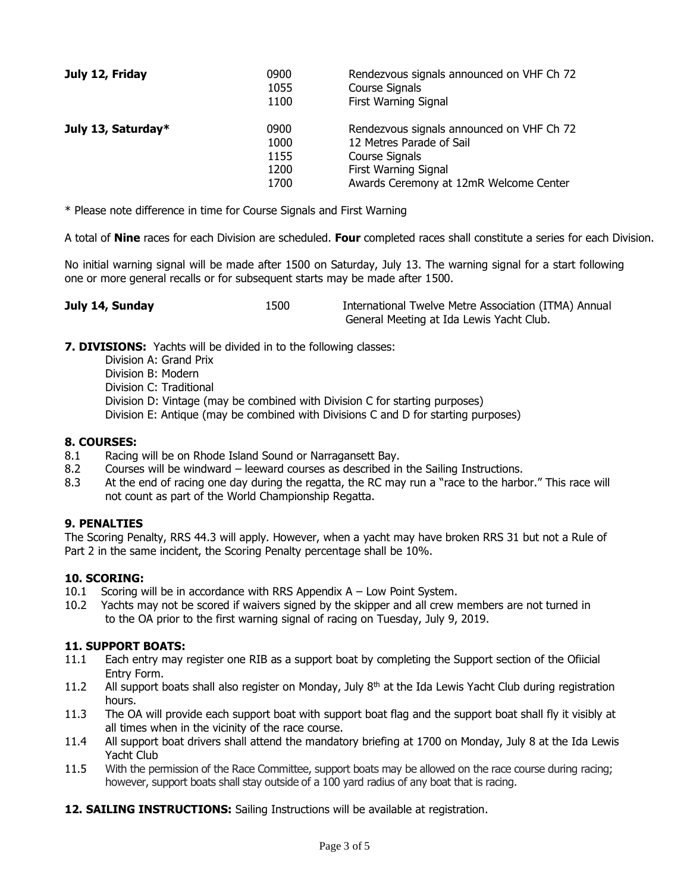| | | |
|---|---|---|
| **July 12, Friday** | 0900 | Rendezvous signals announced on VHF Ch 72 |
| | 1055 | Course Signals |
| | 1100 | First Warning Signal |
| **July 13, Saturday*** | 0900 | Rendezvous signals announced on VHF Ch 72 |
| | 1000 | 12 Metres Parade of Sail |
| | 1155 | Course Signals |
| | 1200 | First Warning Signal |
| | 1700 | Awards Ceremony at 12mR Welcome Center |

* Please note difference in time for Course Signals and First Warning

A total of **Nine** races for each Division are scheduled. **Four** completed races shall constitute a series for each Division.

No initial warning signal will be made after 1500 on Saturday, July 13. The warning signal for a start following one or more general recalls or for subsequent starts may be made after 1500.

| | | |
|---|---|---|
| **July 14, Sunday** | 1500 | International Twelve Metre Association (ITMA) Annual General Meeting at Ida Lewis Yacht Club. |

**7. DIVISIONS:** Yachts will be divided in to the following classes:

Division A: Grand Prix
Division B: Modern
Division C: Traditional
Division D: Vintage (may be combined with Division C for starting purposes)
Division E: Antique (may be combined with Divisions C and D for starting purposes)

## 8. COURSES:

8.1 Racing will be on Rhode Island Sound or Narragansett Bay.
8.2 Courses will be windward – leeward courses as described in the Sailing Instructions.
8.3 At the end of racing one day during the regatta, the RC may run a "race to the harbor." This race will not count as part of the World Championship Regatta.

## 9. PENALTIES

The Scoring Penalty, RRS 44.3 will apply. However, when a yacht may have broken RRS 31 but not a Rule of Part 2 in the same incident, the Scoring Penalty percentage shall be 10%.

## 10. SCORING:

10.1 Scoring will be in accordance with RRS Appendix A – Low Point System.
10.2 Yachts may not be scored if waivers signed by the skipper and all crew members are not turned in to the OA prior to the first warning signal of racing on Tuesday, July 9, 2019.

## 11. SUPPORT BOATS:

11.1 Each entry may register one RIB as a support boat by completing the Support section of the Ofiicial Entry Form.
11.2 All support boats shall also register on Monday, July 8th at the Ida Lewis Yacht Club during registration hours.
11.3 The OA will provide each support boat with support boat flag and the support boat shall fly it visibly at all times when in the vicinity of the race course.
11.4 All support boat drivers shall attend the mandatory briefing at 1700 on Monday, July 8 at the Ida Lewis Yacht Club
11.5 With the permission of the Race Committee, support boats may be allowed on the race course during racing; however, support boats shall stay outside of a 100 yard radius of any boat that is racing.

**12. SAILING INSTRUCTIONS:** Sailing Instructions will be available at registration.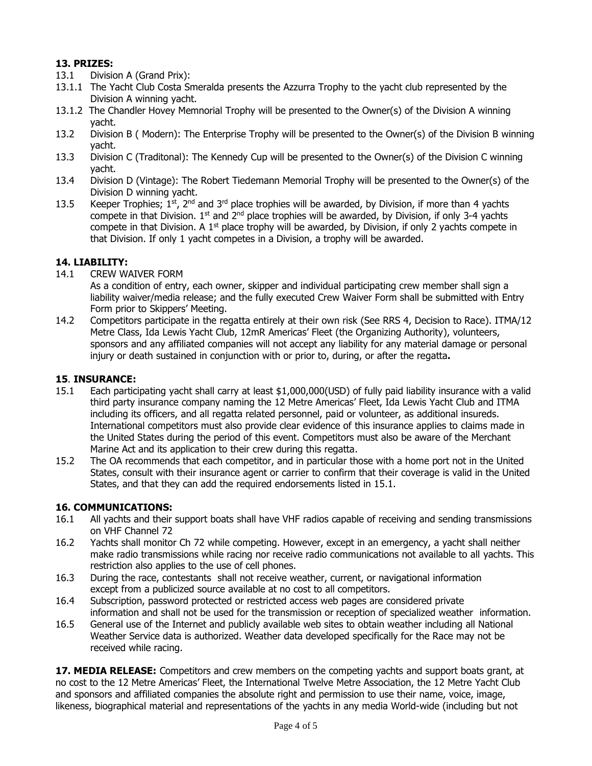## 13. PRIZES:

13.1 Division A (Grand Prix):

13.1.1 The Yacht Club Costa Smeralda presents the Azzurra Trophy to the yacht club represented by the Division A winning yacht.

13.1.2 The Chandler Hovey Memnorial Trophy will be presented to the Owner(s) of the Division A winning yacht.

13.2 Division B ( Modern): The Enterprise Trophy will be presented to the Owner(s) of the Division B winning yacht.

13.3 Division C (Traditonal): The Kennedy Cup will be presented to the Owner(s) of the Division C winning yacht.

13.4 Division D (Vintage): The Robert Tiedemann Memorial Trophy will be presented to the Owner(s) of the Division D winning yacht.

13.5 Keeper Trophies; 1st, 2nd and 3rd place trophies will be awarded, by Division, if more than 4 yachts compete in that Division. 1st and 2nd place trophies will be awarded, by Division, if only 3-4 yachts compete in that Division. A 1st place trophy will be awarded, by Division, if only 2 yachts compete in that Division. If only 1 yacht competes in a Division, a trophy will be awarded.

## 14. LIABILITY:

14.1 CREW WAIVER FORM

As a condition of entry, each owner, skipper and individual participating crew member shall sign a liability waiver/media release; and the fully executed Crew Waiver Form shall be submitted with Entry Form prior to Skippers' Meeting.

14.2 Competitors participate in the regatta entirely at their own risk (See RRS 4, Decision to Race). ITMA/12 Metre Class, Ida Lewis Yacht Club, 12mR Americas' Fleet (the Organizing Authority), volunteers, sponsors and any affiliated companies will not accept any liability for any material damage or personal injury or death sustained in conjunction with or prior to, during, or after the regatta**.**

## 15. INSURANCE:

15.1 Each participating yacht shall carry at least $1,000,000(USD) of fully paid liability insurance with a valid third party insurance company naming the 12 Metre Americas' Fleet, Ida Lewis Yacht Club and ITMA including its officers, and all regatta related personnel, paid or volunteer, as additional insureds. International competitors must also provide clear evidence of this insurance applies to claims made in the United States during the period of this event. Competitors must also be aware of the Merchant Marine Act and its application to their crew during this regatta.

15.2 The OA recommends that each competitor, and in particular those with a home port not in the United States, consult with their insurance agent or carrier to confirm that their coverage is valid in the United States, and that they can add the required endorsements listed in 15.1.

## 16. COMMUNICATIONS:

16.1 All yachts and their support boats shall have VHF radios capable of receiving and sending transmissions on VHF Channel 72

16.2 Yachts shall monitor Ch 72 while competing. However, except in an emergency, a yacht shall neither make radio transmissions while racing nor receive radio communications not available to all yachts. This restriction also applies to the use of cell phones.

16.3 During the race, contestants shall not receive weather, current, or navigational information except from a publicized source available at no cost to all competitors.

16.4 Subscription, password protected or restricted access web pages are considered private information and shall not be used for the transmission or reception of specialized weather information.

16.5 General use of the Internet and publicly available web sites to obtain weather including all National Weather Service data is authorized. Weather data developed specifically for the Race may not be received while racing.

**17. MEDIA RELEASE:** Competitors and crew members on the competing yachts and support boats grant, at no cost to the 12 Metre Americas' Fleet, the International Twelve Metre Association, the 12 Metre Yacht Club and sponsors and affiliated companies the absolute right and permission to use their name, voice, image, likeness, biographical material and representations of the yachts in any media World-wide (including but not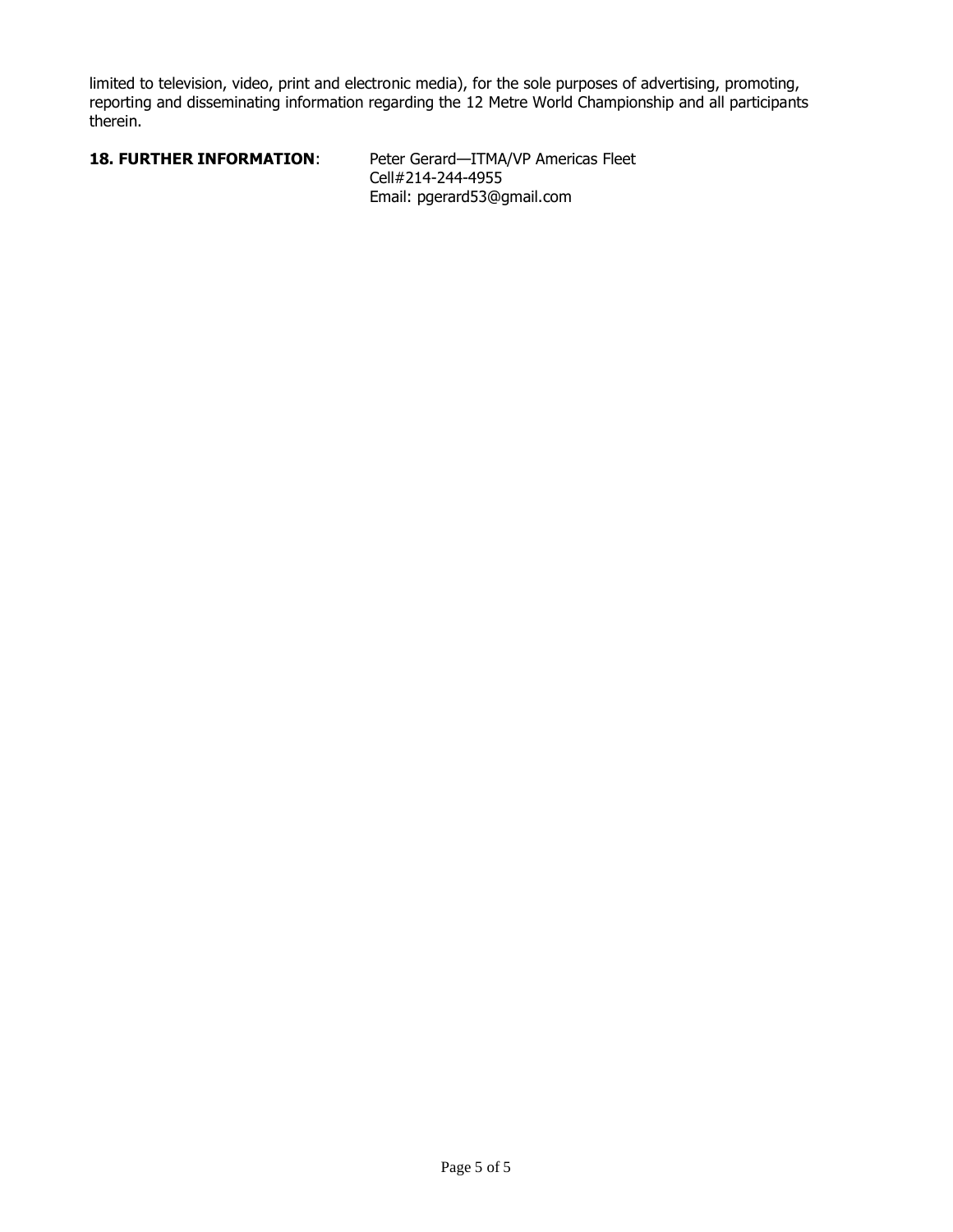limited to television, video, print and electronic media), for the sole purposes of advertising, promoting, reporting and disseminating information regarding the 12 Metre World Championship and all participants therein.

**18. FURTHER INFORMATION**: Peter Gerard—ITMA/VP Americas Fleet
Cell#214-244-4955
Email: pgerard53@gmail.com